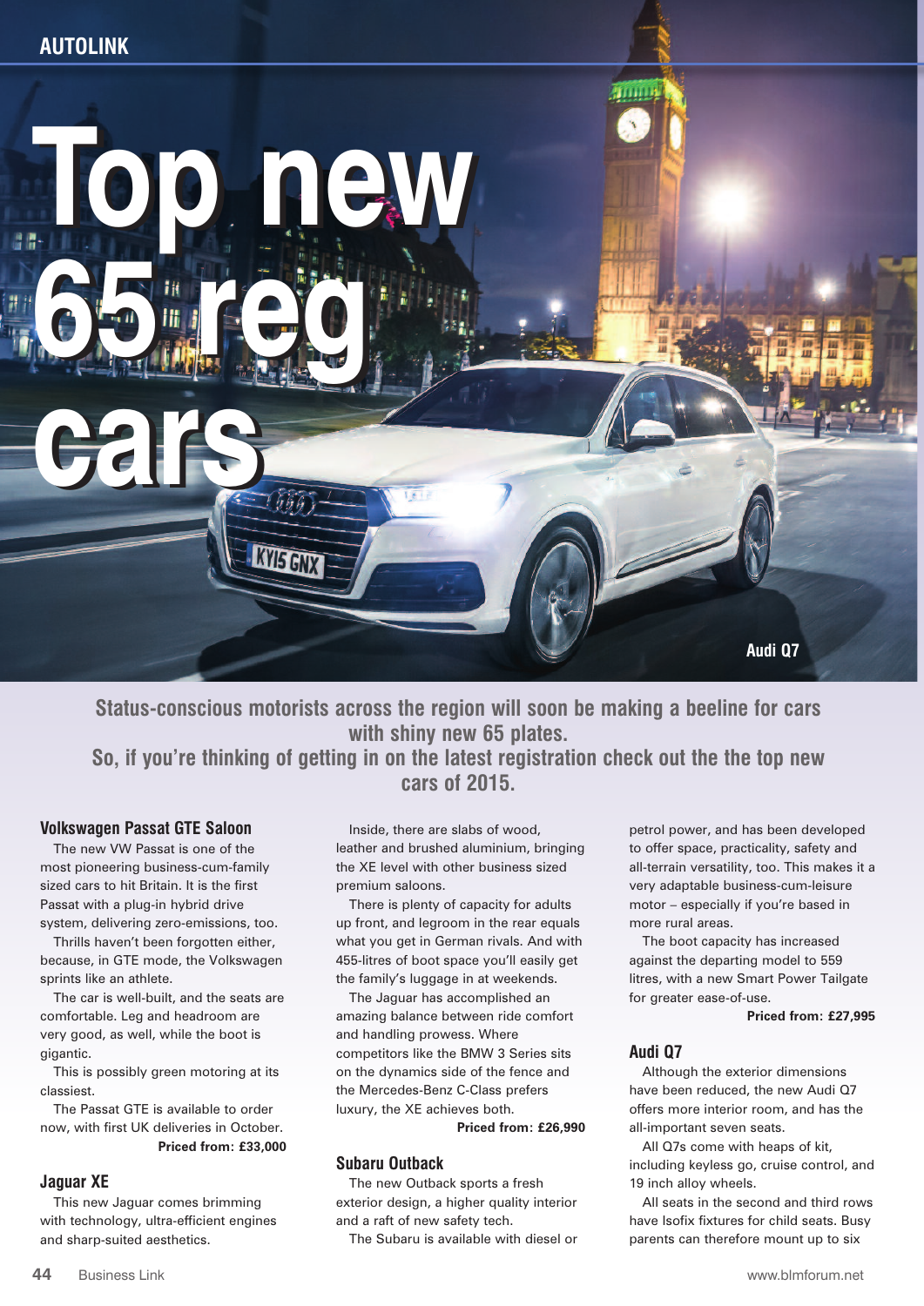# Top new 65 reg cars

Audi Q7

**Status-conscious motorists across the region will soon be making a beeline for cars with shiny new 65 plates. So, if you're thinking of getting in on the latest registration check out the the top new cars of 2015.**

### Volkswagen Passat GTE Saloon

The new VW Passat is one of the most pioneering business-cum-family sized cars to hit Britain. It is the first Passat with a plug-in hybrid drive system, delivering zero-emissions, too.

Thrills haven't been forgotten either, because, in GTE mode, the Volkswagen sprints like an athlete.

The car is well-built, and the seats are comfortable. Leg and headroom are very good, as well, while the boot is gigantic.

This is possibly green motoring at its classiest.

The Passat GTE is available to order now, with first UK deliveries in October.

**Priced from: £33,000**

### Jaguar XE

This new Jaguar comes brimming with technology, ultra-efficient engines and sharp-suited aesthetics.

Inside, there are slabs of wood, leather and brushed aluminium, bringing the XE level with other business sized premium saloons.

There is plenty of capacity for adults up front, and legroom in the rear equals what you get in German rivals. And with 455-litres of boot space you'll easily get the family's luggage in at weekends.

The Jaguar has accomplished an amazing balance between ride comfort and handling prowess. Where competitors like the BMW 3 Series sits on the dynamics side of the fence and the Mercedes-Benz C-Class prefers luxury, the XE achieves both.

**Priced from: £26,990**

### Subaru Outback

The new Outback sports a fresh exterior design, a higher quality interior and a raft of new safety tech.

The Subaru is available with diesel or petrol power, and has been developed to offer space, practicality, safety and all-terrain versatility, too. This makes it a very adaptable business-cum-leisure motor – especially if you're based in more rural areas.

The boot capacity has increased against the departing model to 559 litres, with a new Smart Power Tailgate for greater ease-of-use.

**Priced from: £27,995**

### Audi Q7

Although the exterior dimensions have been reduced, the new Audi Q7 offers more interior room, and has the all-important seven seats.

All Q7s come with heaps of kit, including keyless go, cruise control, and 19 inch alloy wheels.

All seats in the second and third rows have Isofix fixtures for child seats. Busy parents can therefore mount up to six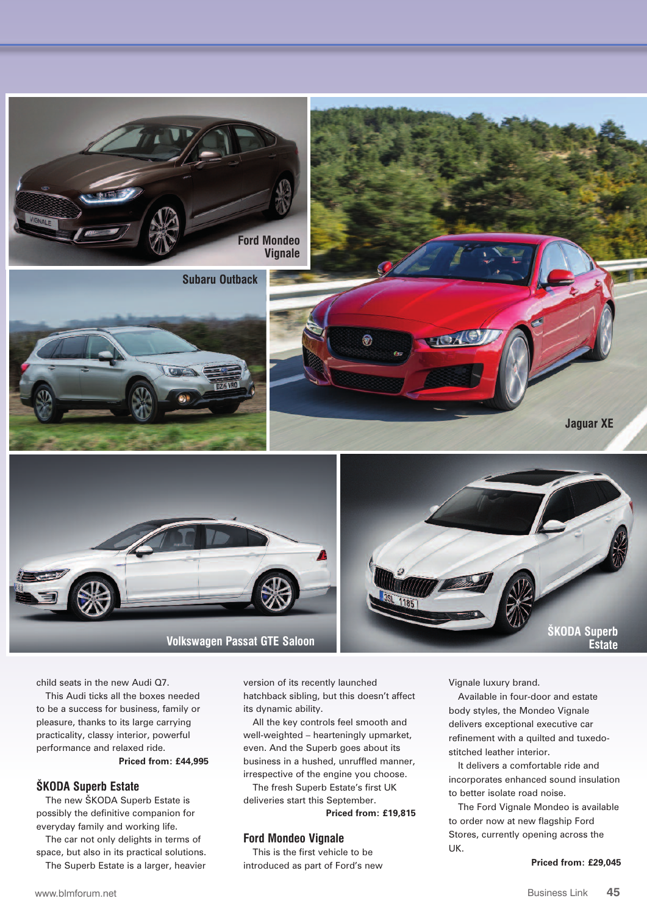Ford Mondeo Vignale

Subaru Outback

Jaguar XE

Volkswagen Passat GTE Saloon

ŠKODA Superb Estate

child seats in the new Audi Q7.

This Audi ticks all the boxes needed to be a success for business, family or pleasure, thanks to its large carrying practicality, classy interior, powerful performance and relaxed ride.

**Priced from: £44,995**

## ŠKODA Superb Estate

The new ŠKODA Superb Estate is possibly the definitive companion for everyday family and working life.

The car not only delights in terms of space, but also in its practical solutions.

The Superb Estate is a larger, heavier version of its recently launched hatchback sibling, but this doesn't affect its dynamic ability.

All the key controls feel smooth and well-weighted – hearteningly upmarket, even. And the Superb goes about its business in a hushed, unruffled manner, irrespective of the engine you choose.

The fresh Superb Estate's first UK deliveries start this September.

**Priced from: £19,815**

## Ford Mondeo Vignale

This is the first vehicle to be introduced as part of Ford's new Vignale luxury brand.

Available in four-door and estate body styles, the Mondeo Vignale delivers exceptional executive car refinement with a quilted and tuxedo-stitched leather interior.

It delivers a comfortable ride and incorporates enhanced sound insulation to better isolate road noise.

The Ford Vignale Mondeo is available to order now at new flagship Ford Stores, currently opening across the UK.

**Priced from: £29,045**